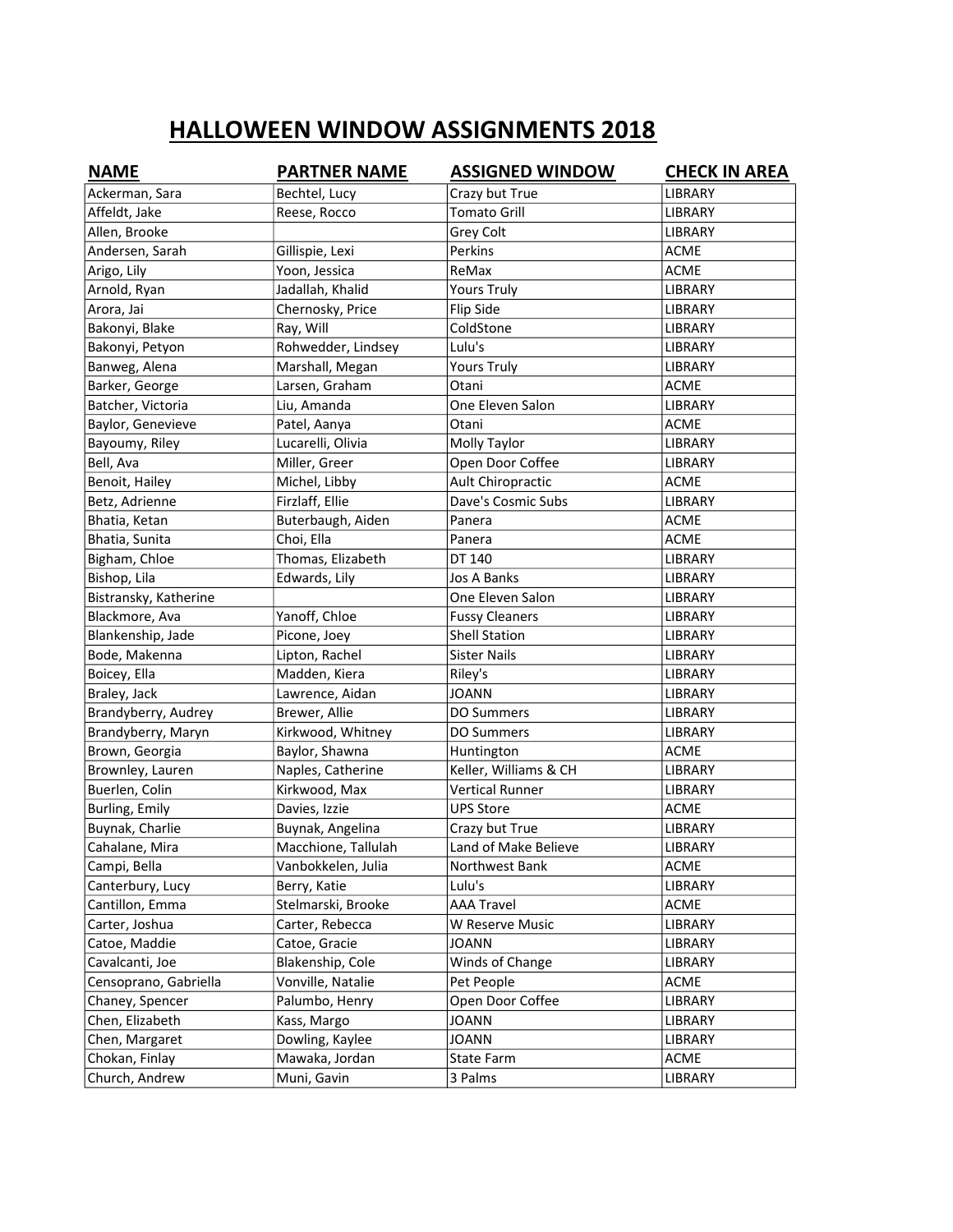# HALLOWEEN WINDOW ASSIGNMENTS 2018

| NAME | PARTNER NAME | ASSIGNED WINDOW | CHECK IN AREA |
|---|---|---|---|
| Ackerman, Sara | Bechtel, Lucy | Crazy but True | LIBRARY |
| Affeldt, Jake | Reese, Rocco | Tomato Grill | LIBRARY |
| Allen, Brooke | | Grey Colt | LIBRARY |
| Andersen, Sarah | Gillispie, Lexi | Perkins | ACME |
| Arigo, Lily | Yoon, Jessica | ReMax | ACME |
| Arnold, Ryan | Jadallah, Khalid | Yours Truly | LIBRARY |
| Arora, Jai | Chernosky, Price | Flip Side | LIBRARY |
| Bakonyi, Blake | Ray, Will | ColdStone | LIBRARY |
| Bakonyi, Petyon | Rohwedder, Lindsey | Lulu's | LIBRARY |
| Banweg, Alena | Marshall, Megan | Yours Truly | LIBRARY |
| Barker, George | Larsen, Graham | Otani | ACME |
| Batcher, Victoria | Liu, Amanda | One Eleven Salon | LIBRARY |
| Baylor, Genevieve | Patel, Aanya | Otani | ACME |
| Bayoumy, Riley | Lucarelli, Olivia | Molly Taylor | LIBRARY |
| Bell, Ava | Miller, Greer | Open Door Coffee | LIBRARY |
| Benoit, Hailey | Michel, Libby | Ault Chiropractic | ACME |
| Betz, Adrienne | Firzlaff, Ellie | Dave's Cosmic Subs | LIBRARY |
| Bhatia, Ketan | Buterbaugh, Aiden | Panera | ACME |
| Bhatia, Sunita | Choi, Ella | Panera | ACME |
| Bigham, Chloe | Thomas, Elizabeth | DT 140 | LIBRARY |
| Bishop, Lila | Edwards, Lily | Jos A Banks | LIBRARY |
| Bistransky, Katherine | | One Eleven Salon | LIBRARY |
| Blackmore, Ava | Yanoff, Chloe | Fussy Cleaners | LIBRARY |
| Blankenship, Jade | Picone, Joey | Shell Station | LIBRARY |
| Bode, Makenna | Lipton, Rachel | Sister Nails | LIBRARY |
| Boicey, Ella | Madden, Kiera | Riley's | LIBRARY |
| Braley, Jack | Lawrence, Aidan | JOANN | LIBRARY |
| Brandyberry, Audrey | Brewer, Allie | DO Summers | LIBRARY |
| Brandyberry, Maryn | Kirkwood, Whitney | DO Summers | LIBRARY |
| Brown, Georgia | Baylor, Shawna | Huntington | ACME |
| Brownley, Lauren | Naples, Catherine | Keller, Williams & CH | LIBRARY |
| Buerlen, Colin | Kirkwood, Max | Vertical Runner | LIBRARY |
| Burling, Emily | Davies, Izzie | UPS Store | ACME |
| Buynak, Charlie | Buynak, Angelina | Crazy but True | LIBRARY |
| Cahalane, Mira | Macchione, Tallulah | Land of Make Believe | LIBRARY |
| Campi, Bella | Vanbokkelen, Julia | Northwest Bank | ACME |
| Canterbury, Lucy | Berry, Katie | Lulu's | LIBRARY |
| Cantillon, Emma | Stelmarski, Brooke | AAA Travel | ACME |
| Carter, Joshua | Carter, Rebecca | W Reserve Music | LIBRARY |
| Catoe, Maddie | Catoe, Gracie | JOANN | LIBRARY |
| Cavalcanti, Joe | Blakenship, Cole | Winds of Change | LIBRARY |
| Censoprano, Gabriella | Vonville, Natalie | Pet People | ACME |
| Chaney, Spencer | Palumbo, Henry | Open Door Coffee | LIBRARY |
| Chen, Elizabeth | Kass, Margo | JOANN | LIBRARY |
| Chen, Margaret | Dowling, Kaylee | JOANN | LIBRARY |
| Chokan, Finlay | Mawaka, Jordan | State Farm | ACME |
| Church, Andrew | Muni, Gavin | 3 Palms | LIBRARY |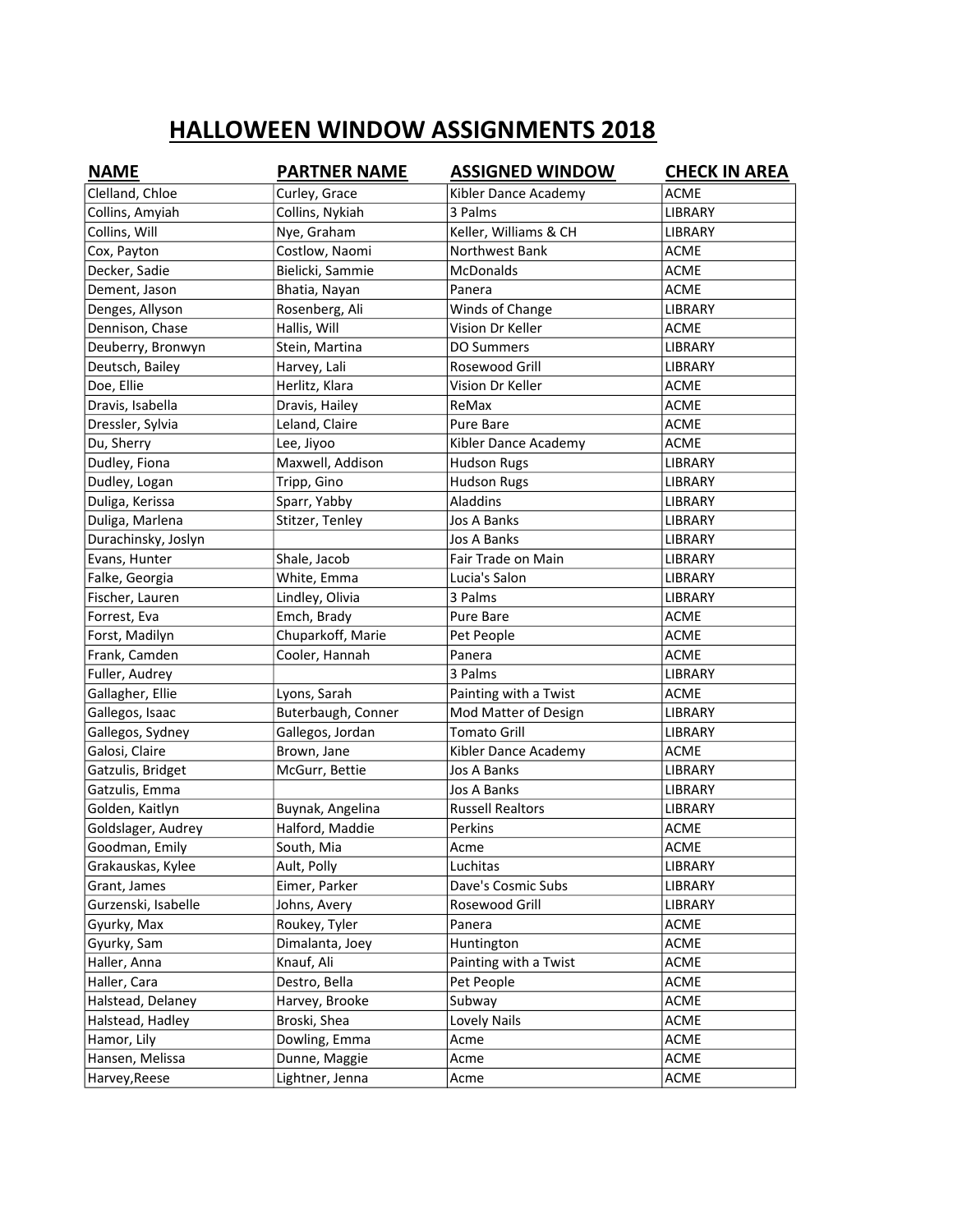# HALLOWEEN WINDOW ASSIGNMENTS 2018

| NAME | PARTNER NAME | ASSIGNED WINDOW | CHECK IN AREA |
|---|---|---|---|
| Clelland, Chloe | Curley, Grace | Kibler Dance Academy | ACME |
| Collins, Amyiah | Collins, Nykiah | 3 Palms | LIBRARY |
| Collins, Will | Nye, Graham | Keller, Williams & CH | LIBRARY |
| Cox, Payton | Costlow, Naomi | Northwest Bank | ACME |
| Decker, Sadie | Bielicki, Sammie | McDonalds | ACME |
| Dement, Jason | Bhatia, Nayan | Panera | ACME |
| Denges, Allyson | Rosenberg, Ali | Winds of Change | LIBRARY |
| Dennison, Chase | Hallis, Will | Vision Dr Keller | ACME |
| Deuberry, Bronwyn | Stein, Martina | DO Summers | LIBRARY |
| Deutsch, Bailey | Harvey, Lali | Rosewood Grill | LIBRARY |
| Doe, Ellie | Herlitz, Klara | Vision Dr Keller | ACME |
| Dravis, Isabella | Dravis, Hailey | ReMax | ACME |
| Dressler, Sylvia | Leland, Claire | Pure Bare | ACME |
| Du, Sherry | Lee, Jiyoo | Kibler Dance Academy | ACME |
| Dudley, Fiona | Maxwell, Addison | Hudson Rugs | LIBRARY |
| Dudley, Logan | Tripp, Gino | Hudson Rugs | LIBRARY |
| Duliga, Kerissa | Sparr, Yabby | Aladdins | LIBRARY |
| Duliga, Marlena | Stitzer, Tenley | Jos A Banks | LIBRARY |
| Durachinsky, Joslyn | | Jos A Banks | LIBRARY |
| Evans, Hunter | Shale, Jacob | Fair Trade on Main | LIBRARY |
| Falke, Georgia | White, Emma | Lucia's Salon | LIBRARY |
| Fischer, Lauren | Lindley, Olivia | 3 Palms | LIBRARY |
| Forrest, Eva | Emch, Brady | Pure Bare | ACME |
| Forst, Madilyn | Chuparkoff, Marie | Pet People | ACME |
| Frank, Camden | Cooler, Hannah | Panera | ACME |
| Fuller, Audrey | | 3 Palms | LIBRARY |
| Gallagher, Ellie | Lyons, Sarah | Painting with a Twist | ACME |
| Gallegos, Isaac | Buterbaugh, Conner | Mod Matter of Design | LIBRARY |
| Gallegos, Sydney | Gallegos, Jordan | Tomato Grill | LIBRARY |
| Galosi, Claire | Brown, Jane | Kibler Dance Academy | ACME |
| Gatzulis, Bridget | McGurr, Bettie | Jos A Banks | LIBRARY |
| Gatzulis, Emma | | Jos A Banks | LIBRARY |
| Golden, Kaitlyn | Buynak, Angelina | Russell Realtors | LIBRARY |
| Goldslager, Audrey | Halford, Maddie | Perkins | ACME |
| Goodman, Emily | South, Mia | Acme | ACME |
| Grakauskas, Kylee | Ault, Polly | Luchitas | LIBRARY |
| Grant, James | Eimer, Parker | Dave's Cosmic Subs | LIBRARY |
| Gurzenski, Isabelle | Johns, Avery | Rosewood Grill | LIBRARY |
| Gyurky, Max | Roukey, Tyler | Panera | ACME |
| Gyurky, Sam | Dimalanta, Joey | Huntington | ACME |
| Haller, Anna | Knauf, Ali | Painting with a Twist | ACME |
| Haller, Cara | Destro, Bella | Pet People | ACME |
| Halstead, Delaney | Harvey, Brooke | Subway | ACME |
| Halstead, Hadley | Broski, Shea | Lovely Nails | ACME |
| Hamor, Lily | Dowling, Emma | Acme | ACME |
| Hansen, Melissa | Dunne, Maggie | Acme | ACME |
| Harvey,Reese | Lightner, Jenna | Acme | ACME |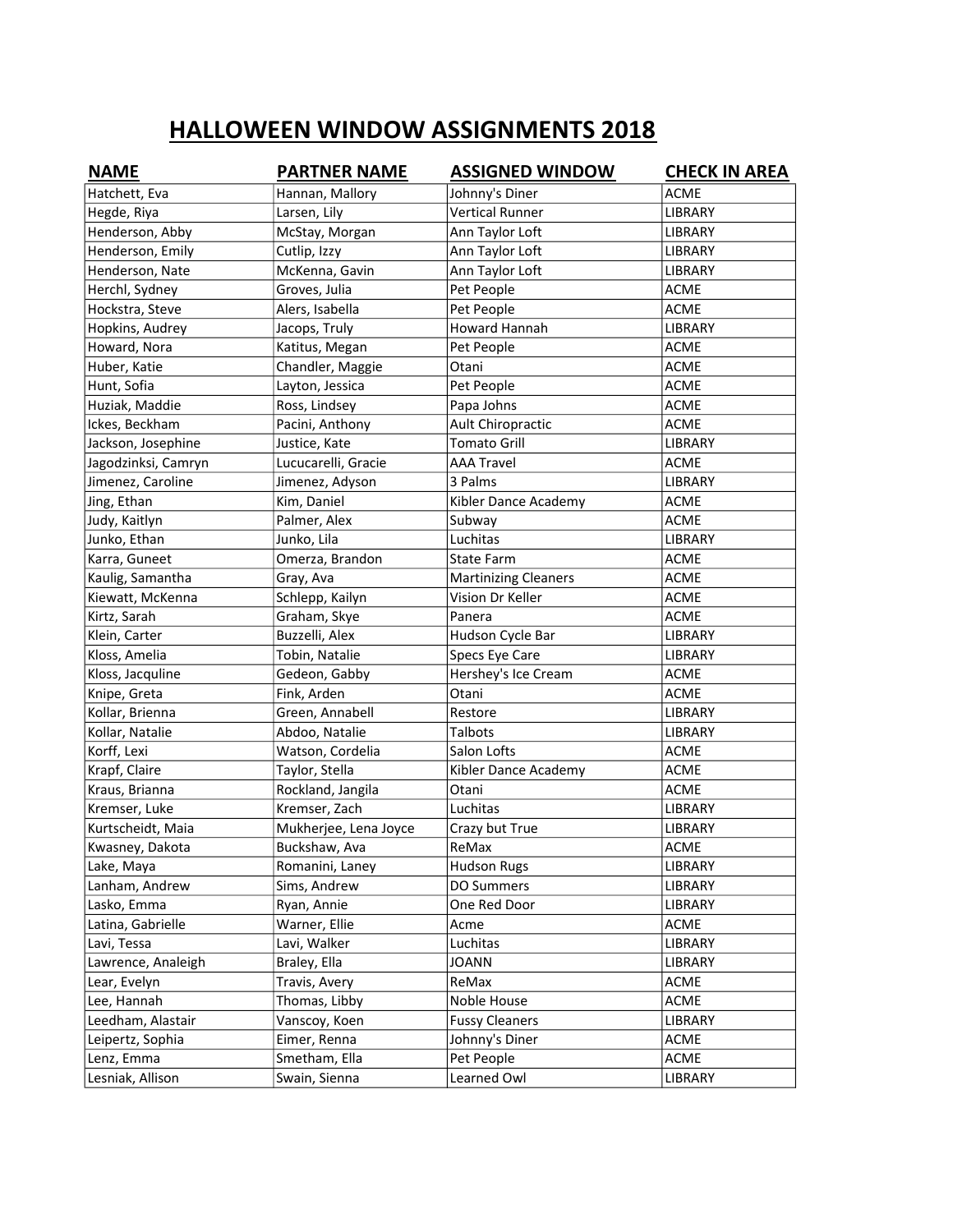# HALLOWEEN WINDOW ASSIGNMENTS 2018

| NAME | PARTNER NAME | ASSIGNED WINDOW | CHECK IN AREA |
|---|---|---|---|
| Hatchett, Eva | Hannan, Mallory | Johnny's Diner | ACME |
| Hegde, Riya | Larsen, Lily | Vertical Runner | LIBRARY |
| Henderson, Abby | McStay, Morgan | Ann Taylor Loft | LIBRARY |
| Henderson, Emily | Cutlip, Izzy | Ann Taylor Loft | LIBRARY |
| Henderson, Nate | McKenna, Gavin | Ann Taylor Loft | LIBRARY |
| Herchl, Sydney | Groves, Julia | Pet People | ACME |
| Hockstra, Steve | Alers, Isabella | Pet People | ACME |
| Hopkins, Audrey | Jacops, Truly | Howard Hannah | LIBRARY |
| Howard, Nora | Katitus, Megan | Pet People | ACME |
| Huber, Katie | Chandler, Maggie | Otani | ACME |
| Hunt, Sofia | Layton, Jessica | Pet People | ACME |
| Huziak, Maddie | Ross, Lindsey | Papa Johns | ACME |
| Ickes, Beckham | Pacini, Anthony | Ault Chiropractic | ACME |
| Jackson, Josephine | Justice, Kate | Tomato Grill | LIBRARY |
| Jagodzinksi, Camryn | Lucucarelli, Gracie | AAA Travel | ACME |
| Jimenez, Caroline | Jimenez, Adyson | 3 Palms | LIBRARY |
| Jing, Ethan | Kim, Daniel | Kibler Dance Academy | ACME |
| Judy, Kaitlyn | Palmer, Alex | Subway | ACME |
| Junko, Ethan | Junko, Lila | Luchitas | LIBRARY |
| Karra, Guneet | Omerza, Brandon | State Farm | ACME |
| Kaulig, Samantha | Gray, Ava | Martinizing Cleaners | ACME |
| Kiewatt, McKenna | Schlepp, Kailyn | Vision Dr Keller | ACME |
| Kirtz, Sarah | Graham, Skye | Panera | ACME |
| Klein, Carter | Buzzelli, Alex | Hudson Cycle Bar | LIBRARY |
| Kloss, Amelia | Tobin, Natalie | Specs Eye Care | LIBRARY |
| Kloss, Jacquline | Gedeon, Gabby | Hershey's Ice Cream | ACME |
| Knipe, Greta | Fink, Arden | Otani | ACME |
| Kollar, Brienna | Green, Annabell | Restore | LIBRARY |
| Kollar, Natalie | Abdoo, Natalie | Talbots | LIBRARY |
| Korff, Lexi | Watson, Cordelia | Salon Lofts | ACME |
| Krapf, Claire | Taylor, Stella | Kibler Dance Academy | ACME |
| Kraus, Brianna | Rockland, Jangila | Otani | ACME |
| Kremser, Luke | Kremser, Zach | Luchitas | LIBRARY |
| Kurtscheidt, Maia | Mukherjee, Lena Joyce | Crazy but True | LIBRARY |
| Kwasney, Dakota | Buckshaw, Ava | ReMax | ACME |
| Lake, Maya | Romanini, Laney | Hudson Rugs | LIBRARY |
| Lanham, Andrew | Sims, Andrew | DO Summers | LIBRARY |
| Lasko, Emma | Ryan, Annie | One Red Door | LIBRARY |
| Latina, Gabrielle | Warner, Ellie | Acme | ACME |
| Lavi, Tessa | Lavi, Walker | Luchitas | LIBRARY |
| Lawrence, Analeigh | Braley, Ella | JOANN | LIBRARY |
| Lear, Evelyn | Travis, Avery | ReMax | ACME |
| Lee, Hannah | Thomas, Libby | Noble House | ACME |
| Leedham, Alastair | Vanscoy, Koen | Fussy Cleaners | LIBRARY |
| Leipertz, Sophia | Eimer, Renna | Johnny's Diner | ACME |
| Lenz, Emma | Smetham, Ella | Pet People | ACME |
| Lesniak, Allison | Swain, Sienna | Learned Owl | LIBRARY |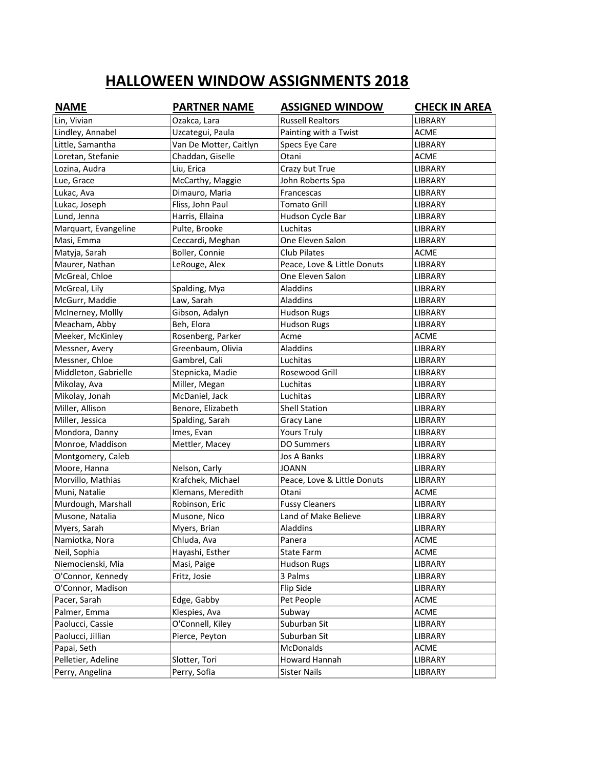# HALLOWEEN WINDOW ASSIGNMENTS 2018

| NAME | PARTNER NAME | ASSIGNED WINDOW | CHECK IN AREA |
|---|---|---|---|
| Lin, Vivian | Ozakca, Lara | Russell Realtors | LIBRARY |
| Lindley, Annabel | Uzcategui, Paula | Painting with a Twist | ACME |
| Little, Samantha | Van De Motter, Caitlyn | Specs Eye Care | LIBRARY |
| Loretan, Stefanie | Chaddan, Giselle | Otani | ACME |
| Lozina, Audra | Liu, Erica | Crazy but True | LIBRARY |
| Lue, Grace | McCarthy, Maggie | John Roberts Spa | LIBRARY |
| Lukac, Ava | Dimauro, Maria | Francescas | LIBRARY |
| Lukac, Joseph | Fliss, John Paul | Tomato Grill | LIBRARY |
| Lund, Jenna | Harris, Ellaina | Hudson Cycle Bar | LIBRARY |
| Marquart, Evangeline | Pulte, Brooke | Luchitas | LIBRARY |
| Masi, Emma | Ceccardi, Meghan | One Eleven Salon | LIBRARY |
| Matyja, Sarah | Boller, Connie | Club Pilates | ACME |
| Maurer, Nathan | LeRouge, Alex | Peace, Love & Little Donuts | LIBRARY |
| McGreal, Chloe | | One Eleven Salon | LIBRARY |
| McGreal, Lily | Spalding, Mya | Aladdins | LIBRARY |
| McGurr, Maddie | Law, Sarah | Aladdins | LIBRARY |
| McInerney, Mollly | Gibson, Adalyn | Hudson Rugs | LIBRARY |
| Meacham, Abby | Beh, Elora | Hudson Rugs | LIBRARY |
| Meeker, McKinley | Rosenberg, Parker | Acme | ACME |
| Messner, Avery | Greenbaum, Olivia | Aladdins | LIBRARY |
| Messner, Chloe | Gambrel, Cali | Luchitas | LIBRARY |
| Middleton, Gabrielle | Stepnicka, Madie | Rosewood Grill | LIBRARY |
| Mikolay, Ava | Miller, Megan | Luchitas | LIBRARY |
| Mikolay, Jonah | McDaniel, Jack | Luchitas | LIBRARY |
| Miller, Allison | Benore, Elizabeth | Shell Station | LIBRARY |
| Miller, Jessica | Spalding, Sarah | Gracy Lane | LIBRARY |
| Mondora, Danny | Imes, Evan | Yours Truly | LIBRARY |
| Monroe, Maddison | Mettler, Macey | DO Summers | LIBRARY |
| Montgomery, Caleb | | Jos A Banks | LIBRARY |
| Moore, Hanna | Nelson, Carly | JOANN | LIBRARY |
| Morvillo, Mathias | Krafchek, Michael | Peace, Love & Little Donuts | LIBRARY |
| Muni, Natalie | Klemans, Meredith | Otani | ACME |
| Murdough, Marshall | Robinson, Eric | Fussy Cleaners | LIBRARY |
| Musone, Natalia | Musone, Nico | Land of Make Believe | LIBRARY |
| Myers, Sarah | Myers, Brian | Aladdins | LIBRARY |
| Namiotka, Nora | Chluda, Ava | Panera | ACME |
| Neil, Sophia | Hayashi, Esther | State Farm | ACME |
| Niemocienski, Mia | Masi, Paige | Hudson Rugs | LIBRARY |
| O'Connor, Kennedy | Fritz, Josie | 3 Palms | LIBRARY |
| O'Connor, Madison | | Flip Side | LIBRARY |
| Pacer, Sarah | Edge, Gabby | Pet People | ACME |
| Palmer, Emma | Klespies, Ava | Subway | ACME |
| Paolucci, Cassie | O'Connell, Kiley | Suburban Sit | LIBRARY |
| Paolucci, Jillian | Pierce, Peyton | Suburban Sit | LIBRARY |
| Papai, Seth | | McDonalds | ACME |
| Pelletier, Adeline | Slotter, Tori | Howard Hannah | LIBRARY |
| Perry, Angelina | Perry, Sofia | Sister Nails | LIBRARY |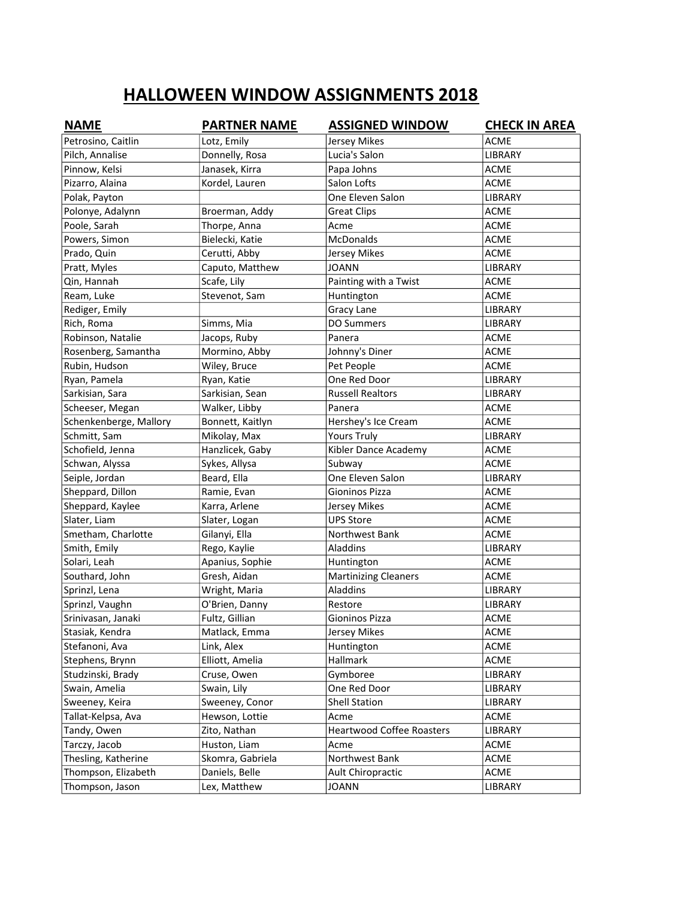# HALLOWEEN WINDOW ASSIGNMENTS 2018

| NAME | PARTNER NAME | ASSIGNED WINDOW | CHECK IN AREA |
|---|---|---|---|
| Petrosino, Caitlin | Lotz, Emily | Jersey Mikes | ACME |
| Pilch, Annalise | Donnelly, Rosa | Lucia's Salon | LIBRARY |
| Pinnow, Kelsi | Janasek, Kirra | Papa Johns | ACME |
| Pizarro, Alaina | Kordel, Lauren | Salon Lofts | ACME |
| Polak, Payton | | One Eleven Salon | LIBRARY |
| Polonye, Adalynn | Broerman, Addy | Great Clips | ACME |
| Poole, Sarah | Thorpe, Anna | Acme | ACME |
| Powers, Simon | Bielecki, Katie | McDonalds | ACME |
| Prado, Quin | Cerutti, Abby | Jersey Mikes | ACME |
| Pratt, Myles | Caputo, Matthew | JOANN | LIBRARY |
| Qin, Hannah | Scafe, Lily | Painting with a Twist | ACME |
| Ream, Luke | Stevenot, Sam | Huntington | ACME |
| Rediger, Emily | | Gracy Lane | LIBRARY |
| Rich, Roma | Simms, Mia | DO Summers | LIBRARY |
| Robinson, Natalie | Jacops, Ruby | Panera | ACME |
| Rosenberg, Samantha | Mormino, Abby | Johnny's Diner | ACME |
| Rubin, Hudson | Wiley, Bruce | Pet People | ACME |
| Ryan, Pamela | Ryan, Katie | One Red Door | LIBRARY |
| Sarkisian, Sara | Sarkisian, Sean | Russell Realtors | LIBRARY |
| Scheeser, Megan | Walker, Libby | Panera | ACME |
| Schenkenberge, Mallory | Bonnett, Kaitlyn | Hershey's Ice Cream | ACME |
| Schmitt, Sam | Mikolay, Max | Yours Truly | LIBRARY |
| Schofield, Jenna | Hanzlicek, Gaby | Kibler Dance Academy | ACME |
| Schwan, Alyssa | Sykes, Allysa | Subway | ACME |
| Seiple, Jordan | Beard, Ella | One Eleven Salon | LIBRARY |
| Sheppard, Dillon | Ramie, Evan | Gioninos Pizza | ACME |
| Sheppard, Kaylee | Karra, Arlene | Jersey Mikes | ACME |
| Slater, Liam | Slater, Logan | UPS Store | ACME |
| Smetham, Charlotte | Gilanyi, Ella | Northwest Bank | ACME |
| Smith, Emily | Rego, Kaylie | Aladdins | LIBRARY |
| Solari, Leah | Apanius, Sophie | Huntington | ACME |
| Southard, John | Gresh, Aidan | Martinizing Cleaners | ACME |
| Sprinzl, Lena | Wright, Maria | Aladdins | LIBRARY |
| Sprinzl, Vaughn | O'Brien, Danny | Restore | LIBRARY |
| Srinivasan, Janaki | Fultz, Gillian | Gioninos Pizza | ACME |
| Stasiak, Kendra | Matlack, Emma | Jersey Mikes | ACME |
| Stefanoni, Ava | Link, Alex | Huntington | ACME |
| Stephens, Brynn | Elliott, Amelia | Hallmark | ACME |
| Studzinski, Brady | Cruse, Owen | Gymboree | LIBRARY |
| Swain, Amelia | Swain, Lily | One Red Door | LIBRARY |
| Sweeney, Keira | Sweeney, Conor | Shell Station | LIBRARY |
| Tallat-Kelpsa, Ava | Hewson, Lottie | Acme | ACME |
| Tandy, Owen | Zito, Nathan | Heartwood Coffee Roasters | LIBRARY |
| Tarczy, Jacob | Huston, Liam | Acme | ACME |
| Thesling, Katherine | Skomra, Gabriela | Northwest Bank | ACME |
| Thompson, Elizabeth | Daniels, Belle | Ault Chiropractic | ACME |
| Thompson, Jason | Lex, Matthew | JOANN | LIBRARY |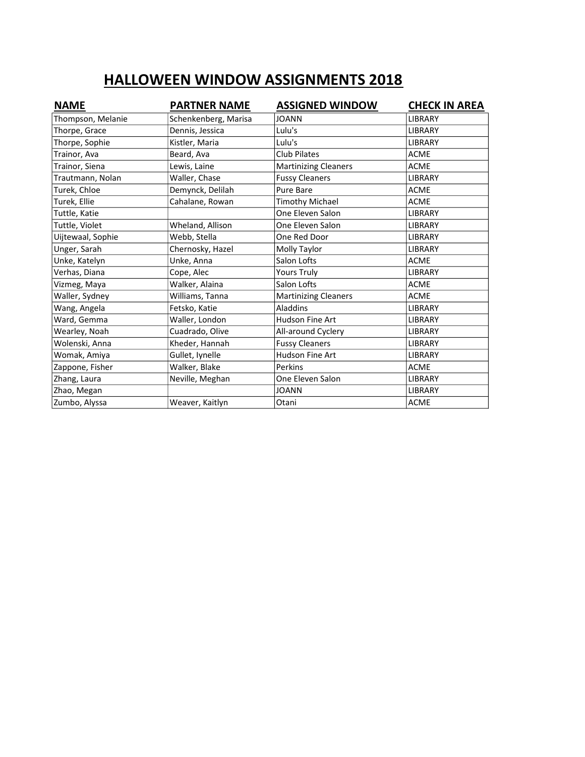# HALLOWEEN WINDOW ASSIGNMENTS 2018

| NAME | PARTNER NAME | ASSIGNED WINDOW | CHECK IN AREA |
|---|---|---|---|
| Thompson, Melanie | Schenkenberg, Marisa | JOANN | LIBRARY |
| Thorpe, Grace | Dennis, Jessica | Lulu's | LIBRARY |
| Thorpe, Sophie | Kistler, Maria | Lulu's | LIBRARY |
| Trainor, Ava | Beard, Ava | Club Pilates | ACME |
| Trainor, Siena | Lewis, Laine | Martinizing Cleaners | ACME |
| Trautmann, Nolan | Waller, Chase | Fussy Cleaners | LIBRARY |
| Turek, Chloe | Demynck, Delilah | Pure Bare | ACME |
| Turek, Ellie | Cahalane, Rowan | Timothy Michael | ACME |
| Tuttle, Katie | | One Eleven Salon | LIBRARY |
| Tuttle, Violet | Wheland, Allison | One Eleven Salon | LIBRARY |
| Uijtewaal, Sophie | Webb, Stella | One Red Door | LIBRARY |
| Unger, Sarah | Chernosky, Hazel | Molly Taylor | LIBRARY |
| Unke, Katelyn | Unke, Anna | Salon Lofts | ACME |
| Verhas, Diana | Cope, Alec | Yours Truly | LIBRARY |
| Vizmeg, Maya | Walker, Alaina | Salon Lofts | ACME |
| Waller, Sydney | Williams, Tanna | Martinizing Cleaners | ACME |
| Wang, Angela | Fetsko, Katie | Aladdins | LIBRARY |
| Ward, Gemma | Waller, London | Hudson Fine Art | LIBRARY |
| Wearley, Noah | Cuadrado, Olive | All-around Cyclery | LIBRARY |
| Wolenski, Anna | Kheder, Hannah | Fussy Cleaners | LIBRARY |
| Womak, Amiya | Gullet, Iynelle | Hudson Fine Art | LIBRARY |
| Zappone, Fisher | Walker, Blake | Perkins | ACME |
| Zhang, Laura | Neville, Meghan | One Eleven Salon | LIBRARY |
| Zhao, Megan | | JOANN | LIBRARY |
| Zumbo, Alyssa | Weaver, Kaitlyn | Otani | ACME |